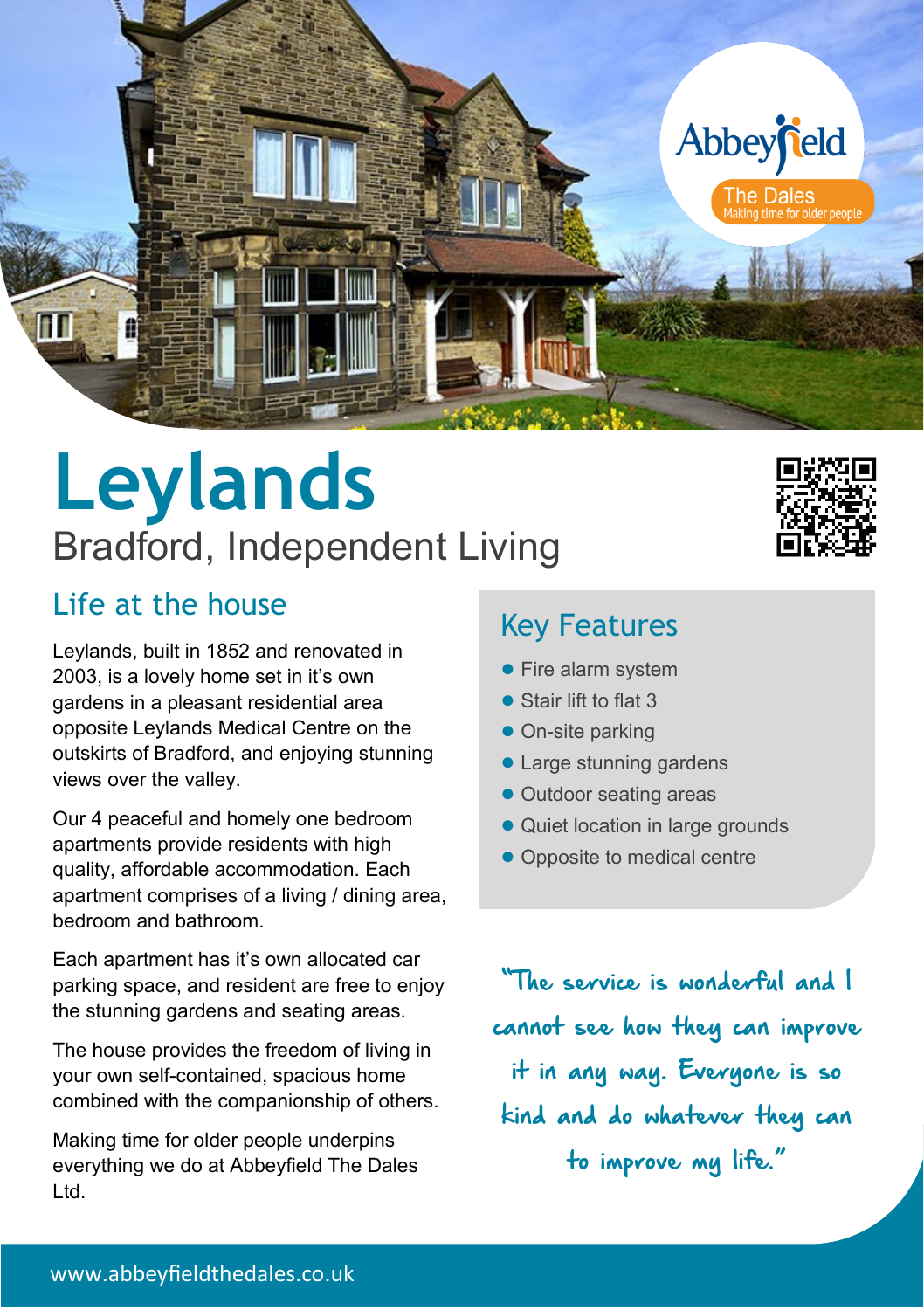Abbeyfield
The Dales
Making time for older people

# Leylands

Bradford, Independent Living

## Life at the house

Leylands, built in 1852 and renovated in 2003, is a lovely home set in it's own gardens in a pleasant residential area opposite Leylands Medical Centre on the outskirts of Bradford, and enjoying stunning views over the valley.

Our 4 peaceful and homely one bedroom apartments provide residents with high quality, affordable accommodation. Each apartment comprises of a living / dining area, bedroom and bathroom.

Each apartment has it's own allocated car parking space, and resident are free to enjoy the stunning gardens and seating areas.

The house provides the freedom of living in your own self-contained, spacious home combined with the companionship of others.

Making time for older people underpins everything we do at Abbeyfield The Dales Ltd.

## Key Features

- Fire alarm system
- Stair lift to flat 3
- On-site parking
- Large stunning gardens
- Outdoor seating areas
- Quiet location in large grounds
- Opposite to medical centre

"The service is wonderful and I cannot see how they can improve it in any way. Everyone is so kind and do whatever they can to improve my life."

www.abbeyfieldthedales.co.uk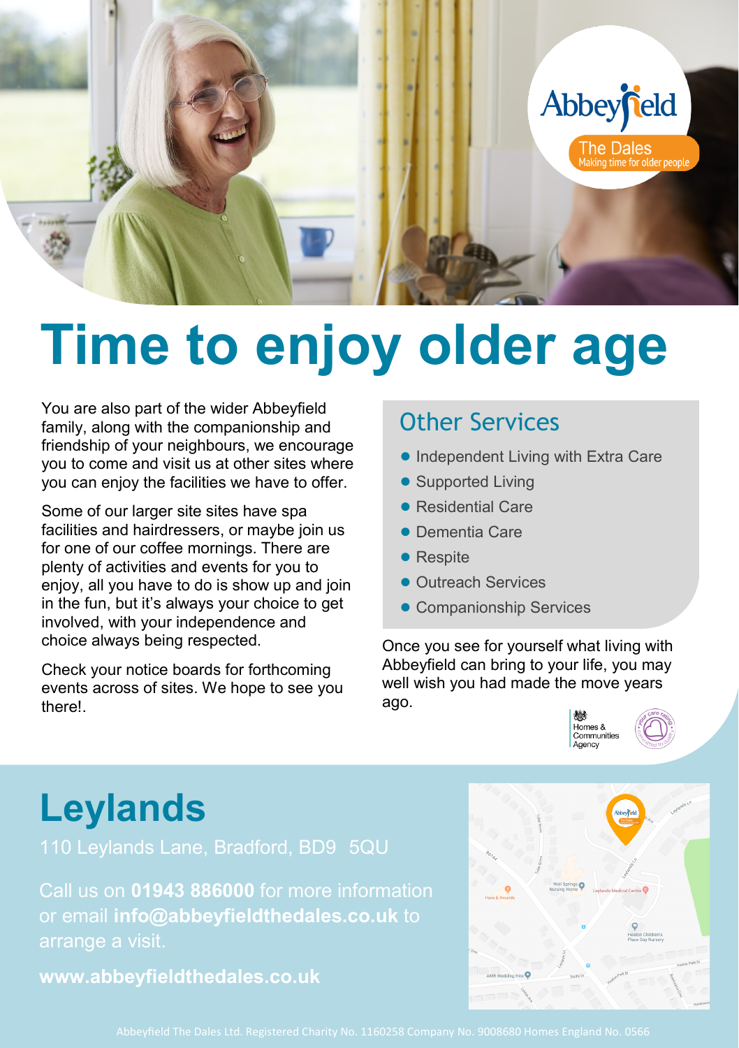# Time to enjoy older age

You are also part of the wider Abbeyfield family, along with the companionship and friendship of your neighbours, we encourage you to come and visit us at other sites where you can enjoy the facilities we have to offer.

Some of our larger site sites have spa facilities and hairdressers, or maybe join us for one of our coffee mornings. There are plenty of activities and events for you to enjoy, all you have to do is show up and join in the fun, but it's always your choice to get involved, with your independence and choice always being respected.

Check your notice boards for forthcoming events across of sites. We hope to see you there!.

## Other Services

- Independent Living with Extra Care
- Supported Living
- Residential Care
- Dementia Care
- Respite
- Outreach Services
- Companionship Services

Once you see for yourself what living with Abbeyfield can bring to your life, you may well wish you had made the move years ago.

# Leylands

110 Leylands Lane, Bradford, BD9 5QU

Call us on **01943 886000** for more information or email **info@abbeyfieldthedales.co.uk** to arrange a visit.

**www.abbeyfieldthedales.co.uk**

Abbeyfield The Dales Ltd. Registered Charity No. 1160258 Company No. 9008680 Homes England No. 0566